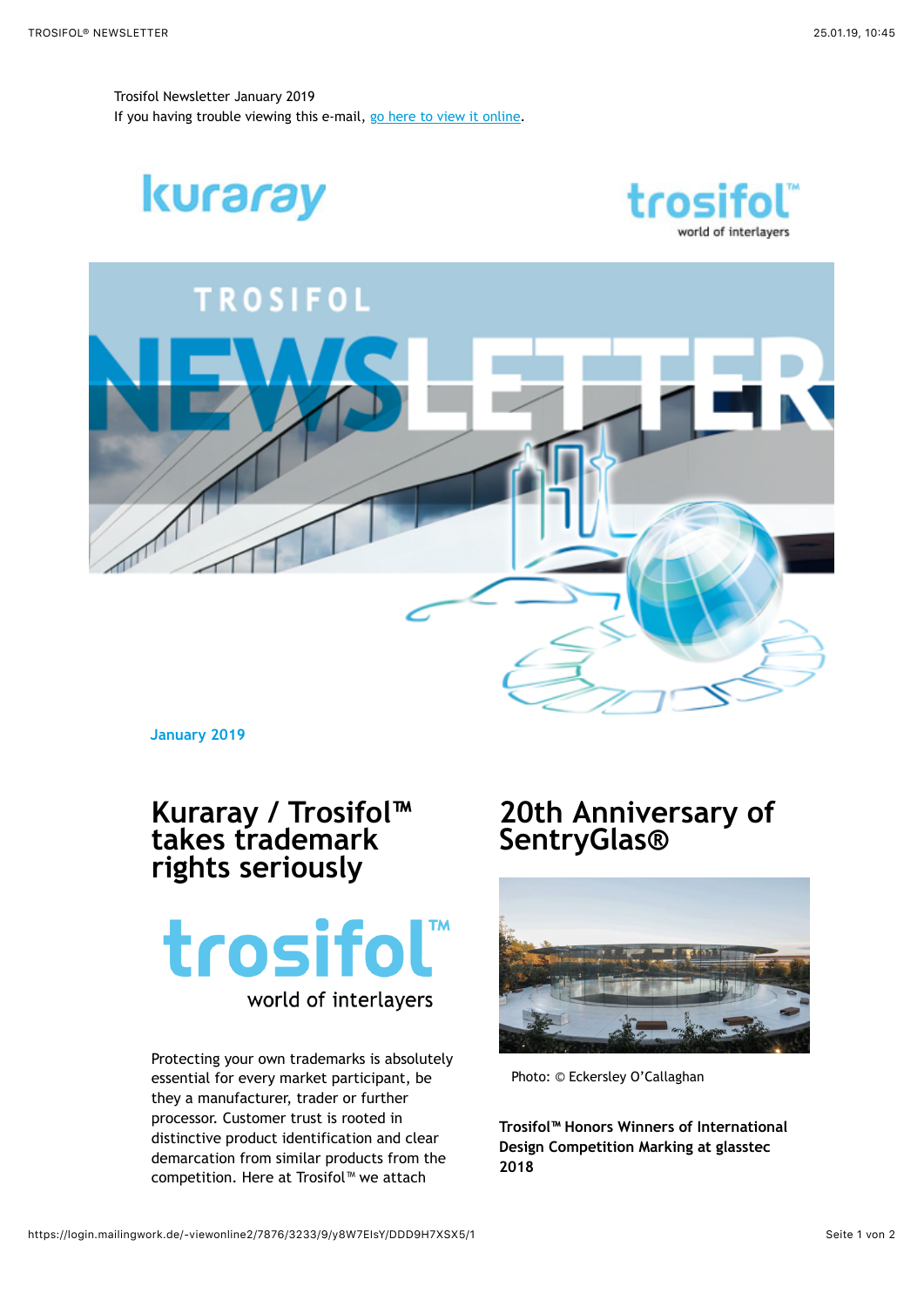Trosifol Newsletter January 2019
If you having trouble viewing this e-mail, [go here to view it online](https://login.mailingwork.de/-viewonline2/7876/3233/9/y8W7EIsY/DDD9H7XSX5/1).

January 2019

## Kuraray / Trosifol™ takes trademark rights seriously

Protecting your own trademarks is absolutely essential for every market participant, be they a manufacturer, trader or further processor. Customer trust is rooted in distinctive product identification and clear demarcation from similar products from the competition. Here at Trosifol™ we attach

## 20th Anniversary of SentryGlas®

Photo: © Eckersley O'Callaghan

**Trosifol™ Honors Winners of International Design Competition Marking at glasstec 2018**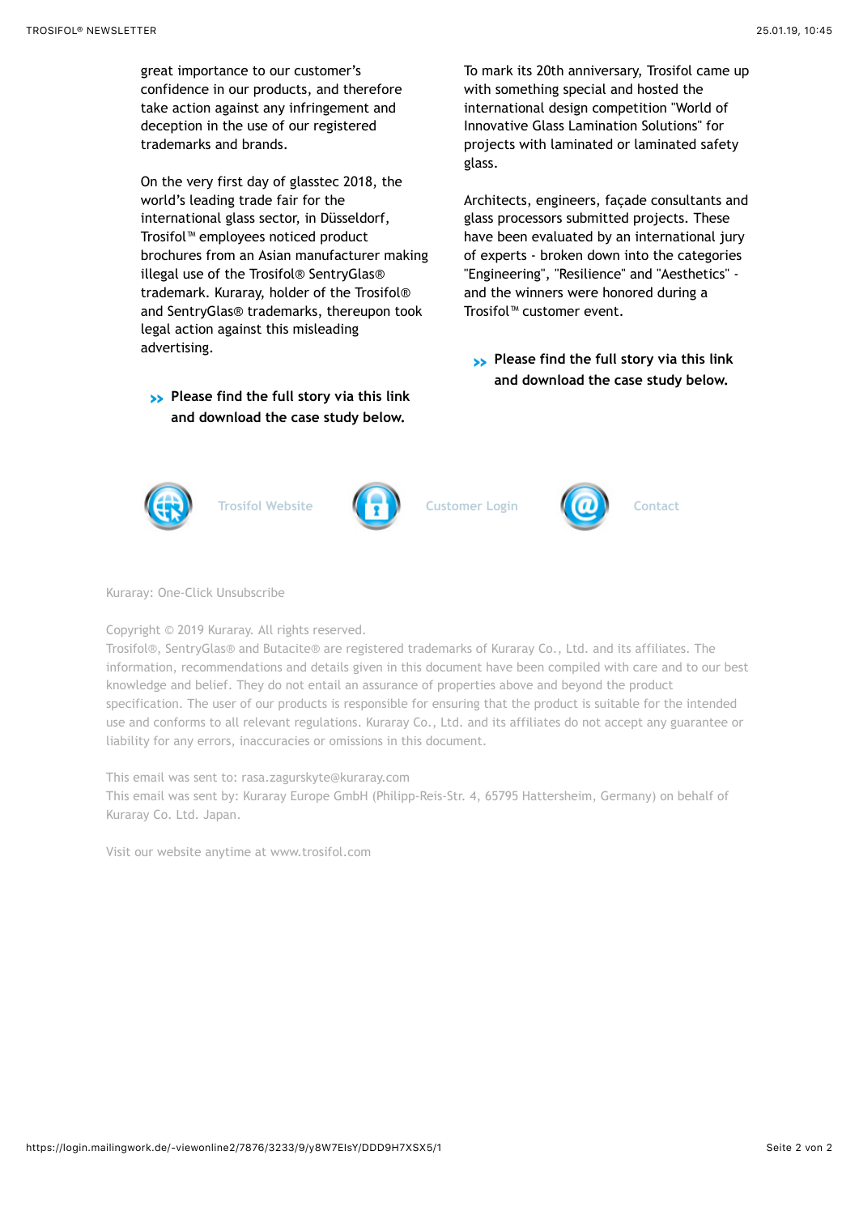great importance to our customer's confidence in our products, and therefore take action against any infringement and deception in the use of our registered trademarks and brands.

On the very first day of glasstec 2018, the world's leading trade fair for the international glass sector, in Düsseldorf, Trosifol™ employees noticed product brochures from an Asian manufacturer making illegal use of the Trosifol® SentryGlas® trademark. Kuraray, holder of the Trosifol® and SentryGlas® trademarks, thereupon took legal action against this misleading advertising.

» **Please find the full story via this link and download the case study below.**

To mark its 20th anniversary, Trosifol came up with something special and hosted the international design competition "World of Innovative Glass Lamination Solutions" for projects with laminated or laminated safety glass.

Architects, engineers, façade consultants and glass processors submitted projects. These have been evaluated by an international jury of experts - broken down into the categories "Engineering", "Resilience" and "Aesthetics" - and the winners were honored during a Trosifol™ customer event.

» **Please find the full story via this link and download the case study below.**

Trosifol Website    Customer Login    Contact

Kuraray: One-Click Unsubscribe

Copyright © 2019 Kuraray. All rights reserved.
Trosifol®, SentryGlas® and Butacite® are registered trademarks of Kuraray Co., Ltd. and its affiliates. The information, recommendations and details given in this document have been compiled with care and to our best knowledge and belief. They do not entail an assurance of properties above and beyond the product specification. The user of our products is responsible for ensuring that the product is suitable for the intended use and conforms to all relevant regulations. Kuraray Co., Ltd. and its affiliates do not accept any guarantee or liability for any errors, inaccuracies or omissions in this document.

This email was sent to: rasa.zagurskyte@kuraray.com
This email was sent by: Kuraray Europe GmbH (Philipp-Reis-Str. 4, 65795 Hattersheim, Germany) on behalf of Kuraray Co. Ltd. Japan.

Visit our website anytime at www.trosifol.com